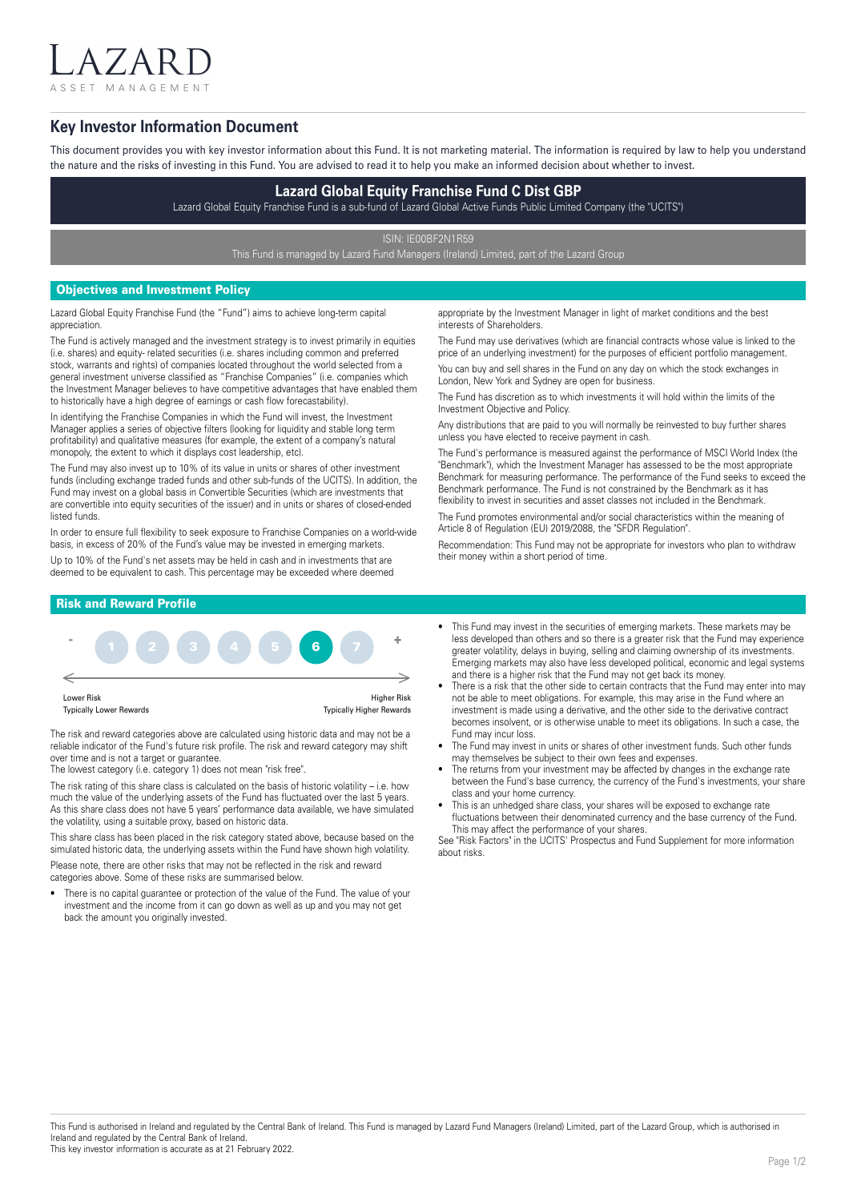LAZARD
ASSET MANAGEMENT

## Key Investor Information Document

This document provides you with key investor information about this Fund. It is not marketing material. The information is required by law to help you understand the nature and the risks of investing in this Fund. You are advised to read it to help you make an informed decision about whether to invest.

# Lazard Global Equity Franchise Fund C Dist GBP

Lazard Global Equity Franchise Fund is a sub-fund of Lazard Global Active Funds Public Limited Company (the "UCITS")

ISIN: IE00BF2N1R59

This Fund is managed by Lazard Fund Managers (Ireland) Limited, part of the Lazard Group

## Objectives and Investment Policy

Lazard Global Equity Franchise Fund (the "Fund") aims to achieve long-term capital appreciation.

The Fund is actively managed and the investment strategy is to invest primarily in equities (i.e. shares) and equity- related securities (i.e. shares including common and preferred stock, warrants and rights) of companies located throughout the world selected from a general investment universe classified as "Franchise Companies" (i.e. companies which the Investment Manager believes to have competitive advantages that have enabled them to historically have a high degree of earnings or cash flow forecastability).

In identifying the Franchise Companies in which the Fund will invest, the Investment Manager applies a series of objective filters (looking for liquidity and stable long term profitability) and qualitative measures (for example, the extent of a company's natural monopoly, the extent to which it displays cost leadership, etc).

The Fund may also invest up to 10% of its value in units or shares of other investment funds (including exchange traded funds and other sub-funds of the UCITS). In addition, the Fund may invest on a global basis in Convertible Securities (which are investments that are convertible into equity securities of the issuer) and in units or shares of closed-ended listed funds.

In order to ensure full flexibility to seek exposure to Franchise Companies on a world-wide basis, in excess of 20% of the Fund's value may be invested in emerging markets.

Up to 10% of the Fund's net assets may be held in cash and in investments that are deemed to be equivalent to cash. This percentage may be exceeded where deemed appropriate by the Investment Manager in light of market conditions and the best interests of Shareholders.

The Fund may use derivatives (which are financial contracts whose value is linked to the price of an underlying investment) for the purposes of efficient portfolio management.

You can buy and sell shares in the Fund on any day on which the stock exchanges in London, New York and Sydney are open for business.

The Fund has discretion as to which investments it will hold within the limits of the Investment Objective and Policy.

Any distributions that are paid to you will normally be reinvested to buy further shares unless you have elected to receive payment in cash.

The Fund's performance is measured against the performance of MSCI World Index (the "Benchmark"), which the Investment Manager has assessed to be the most appropriate Benchmark for measuring performance. The performance of the Fund seeks to exceed the Benchmark performance. The Fund is not constrained by the Benchmark as it has flexibility to invest in securities and asset classes not included in the Benchmark.

The Fund promotes environmental and/or social characteristics within the meaning of Article 8 of Regulation (EU) 2019/2088, the "SFDR Regulation".

Recommendation: This Fund may not be appropriate for investors who plan to withdraw their money within a short period of time.

## Risk and Reward Profile

| - | 1 | 2 | 3 | 4 | 5 | **6** | 7 | + |
|---|---|---|---|---|---|---|---|---|

Lower Risk
Typically Lower Rewards

Higher Risk
Typically Higher Rewards

The risk and reward categories above are calculated using historic data and may not be a reliable indicator of the Fund's future risk profile. The risk and reward category may shift over time and is not a target or guarantee.
The lowest category (i.e. category 1) does not mean "risk free".

The risk rating of this share class is calculated on the basis of historic volatility – i.e. how much the value of the underlying assets of the Fund has fluctuated over the last 5 years. As this share class does not have 5 years' performance data available, we have simulated the volatility, using a suitable proxy, based on historic data.

This share class has been placed in the risk category stated above, because based on the simulated historic data, the underlying assets within the Fund have shown high volatility.

Please note, there are other risks that may not be reflected in the risk and reward categories above. Some of these risks are summarised below.

- There is no capital guarantee or protection of the value of the Fund. The value of your investment and the income from it can go down as well as up and you may not get back the amount you originally invested.
- This Fund may invest in the securities of emerging markets. These markets may be less developed than others and so there is a greater risk that the Fund may experience greater volatility, delays in buying, selling and claiming ownership of its investments. Emerging markets may also have less developed political, economic and legal systems and there is a higher risk that the Fund may not get back its money.
- There is a risk that the other side to certain contracts that the Fund may enter into may not be able to meet obligations. For example, this may arise in the Fund where an investment is made using a derivative, and the other side to the derivative contract becomes insolvent, or is otherwise unable to meet its obligations. In such a case, the Fund may incur loss.
- The Fund may invest in units or shares of other investment funds. Such other funds may themselves be subject to their own fees and expenses.
- The returns from your investment may be affected by changes in the exchange rate between the Fund's base currency, the currency of the Fund's investments, your share class and your home currency.
- This is an unhedged share class, your shares will be exposed to exchange rate fluctuations between their denominated currency and the base currency of the Fund. This may affect the performance of your shares.

See "Risk Factors" in the UCITS' Prospectus and Fund Supplement for more information about risks.

This Fund is authorised in Ireland and regulated by the Central Bank of Ireland. This Fund is managed by Lazard Fund Managers (Ireland) Limited, part of the Lazard Group, which is authorised in Ireland and regulated by the Central Bank of Ireland.
This key investor information is accurate as at 21 February 2022.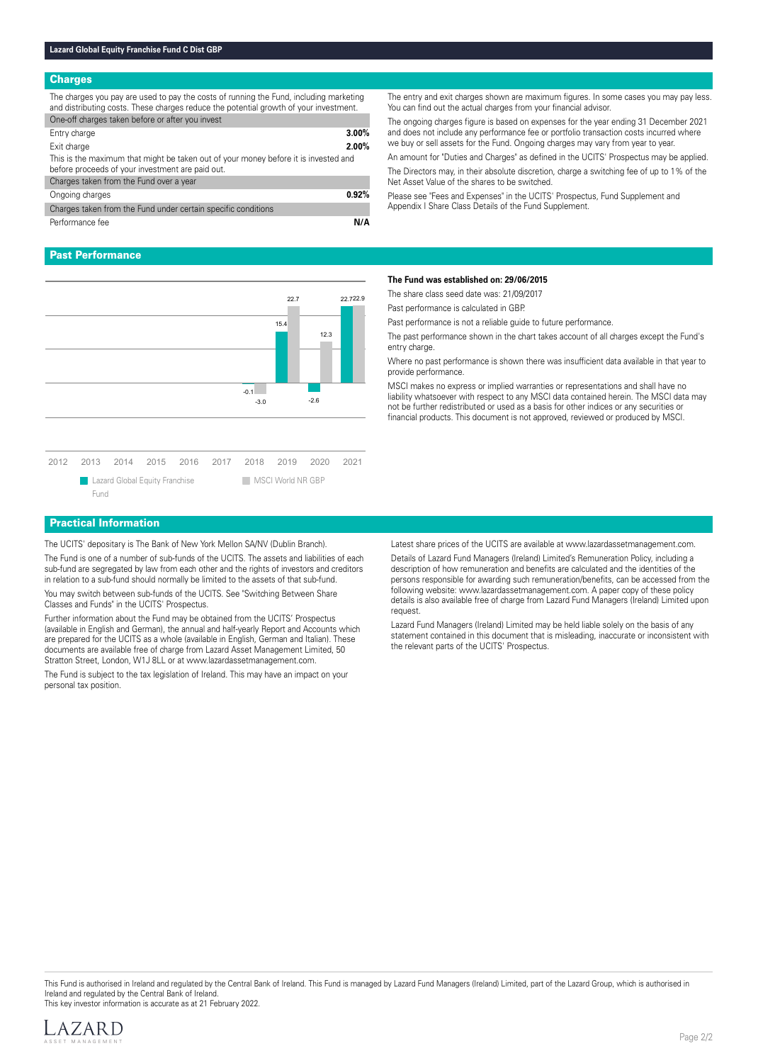## Charges

The charges you pay are used to pay the costs of running the Fund, including marketing and distributing costs. These charges reduce the potential growth of your investment.

| | |
|---|---|
| **One-off charges taken before or after you invest** | |
| Entry charge | **3.00%** |
| Exit charge | **2.00%** |
| This is the maximum that might be taken out of your money before it is invested and before proceeds of your investment are paid out. | |
| **Charges taken from the Fund over a year** | |
| Ongoing charges | **0.92%** |
| **Charges taken from the Fund under certain specific conditions** | |
| Performance fee | **N/A** |

The entry and exit charges shown are maximum figures. In some cases you may pay less. You can find out the actual charges from your financial advisor.

The ongoing charges figure is based on expenses for the year ending 31 December 2021 and does not include any performance fee or portfolio transaction costs incurred where we buy or sell assets for the Fund. Ongoing charges may vary from year to year.

An amount for "Duties and Charges" as defined in the UCITS' Prospectus may be applied.

The Directors may, in their absolute discretion, charge a switching fee of up to 1% of the Net Asset Value of the shares to be switched.

Please see "Fees and Expenses" in the UCITS' Prospectus, Fund Supplement and Appendix I Share Class Details of the Fund Supplement.

## Past Performance

2012 2013 2014 2015 2016 2017 2018 2019 2020 2021

-0.1 -3.0 15.4 22.7 -2.6 12.3 22.7 22.9

Lazard Global Equity Franchise Fund

MSCI World NR GBP

**The Fund was established on: 29/06/2015**

The share class seed date was: 21/09/2017

Past performance is calculated in GBP.

Past performance is not a reliable guide to future performance.

The past performance shown in the chart takes account of all charges except the Fund's entry charge.

Where no past performance is shown there was insufficient data available in that year to provide performance.

MSCI makes no express or implied warranties or representations and shall have no liability whatsoever with respect to any MSCI data contained herein. The MSCI data may not be further redistributed or used as a basis for other indices or any securities or financial products. This document is not approved, reviewed or produced by MSCI.

## Practical Information

The UCITS' depositary is The Bank of New York Mellon SA/NV (Dublin Branch).

The Fund is one of a number of sub-funds of the UCITS. The assets and liabilities of each sub-fund are segregated by law from each other and the rights of investors and creditors in relation to a sub-fund should normally be limited to the assets of that sub-fund.

You may switch between sub-funds of the UCITS. See "Switching Between Share Classes and Funds" in the UCITS' Prospectus.

Further information about the Fund may be obtained from the UCITS' Prospectus (available in English and German), the annual and half-yearly Report and Accounts which are prepared for the UCITS as a whole (available in English, German and Italian). These documents are available free of charge from Lazard Asset Management Limited, 50 Stratton Street, London, W1J 8LL or at www.lazardassetmanagement.com.

The Fund is subject to the tax legislation of Ireland. This may have an impact on your personal tax position.

Latest share prices of the UCITS are available at www.lazardassetmanagement.com.

Details of Lazard Fund Managers (Ireland) Limited's Remuneration Policy, including a description of how remuneration and benefits are calculated and the identities of the persons responsible for awarding such remuneration/benefits, can be accessed from the following website: www.lazardassetmanagement.com. A paper copy of these policy details is also available free of charge from Lazard Fund Managers (Ireland) Limited upon request.

Lazard Fund Managers (Ireland) Limited may be held liable solely on the basis of any statement contained in this document that is misleading, inaccurate or inconsistent with the relevant parts of the UCITS' Prospectus.

This Fund is authorised in Ireland and regulated by the Central Bank of Ireland. This Fund is managed by Lazard Fund Managers (Ireland) Limited, part of the Lazard Group, which is authorised in Ireland and regulated by the Central Bank of Ireland.
This key investor information is accurate as at 21 February 2022.